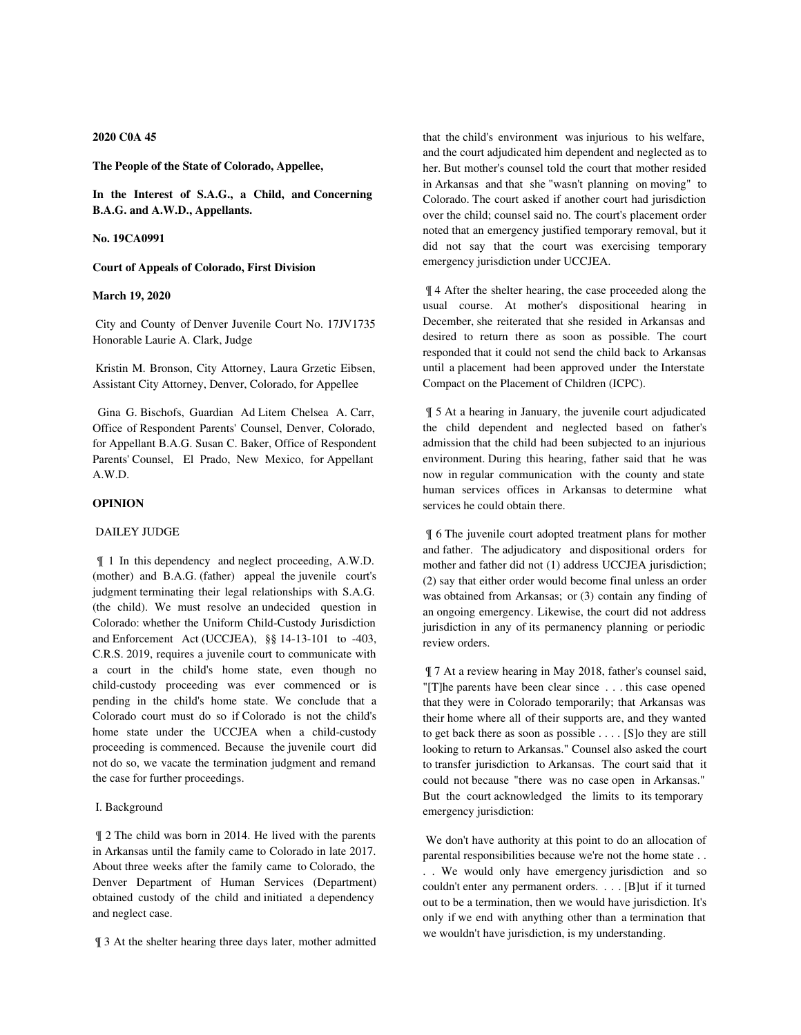**2020 C0A 45**

**The People of the State of Colorado, Appellee,**

**In the Interest of S.A.G., a Child, and Concerning B.A.G. and A.W.D., Appellants.**

**No. 19CA0991**

**Court of Appeals of Colorado, First Division**

**March 19, 2020**

City and County of Denver Juvenile Court No. 17JV1735 Honorable Laurie A. Clark, Judge

Kristin M. Bronson, City Attorney, Laura Grzetic Eibsen, Assistant City Attorney, Denver, Colorado, for Appellee

Gina G. Bischofs, Guardian Ad Litem Chelsea A. Carr, Office of Respondent Parents' Counsel, Denver, Colorado, for Appellant B.A.G. Susan C. Baker, Office of Respondent Parents' Counsel, El Prado, New Mexico, for Appellant A.W.D.

**OPINION**

DAILEY JUDGE

¶ 1 In this dependency and neglect proceeding, A.W.D. (mother) and B.A.G. (father) appeal the juvenile court's judgment terminating their legal relationships with S.A.G. (the child). We must resolve an undecided question in Colorado: whether the Uniform Child-Custody Jurisdiction and Enforcement Act (UCCJEA), §§ 14-13-101 to -403, C.R.S. 2019, requires a juvenile court to communicate with a court in the child's home state, even though no child-custody proceeding was ever commenced or is pending in the child's home state. We conclude that a Colorado court must do so if Colorado is not the child's home state under the UCCJEA when a child-custody proceeding is commenced. Because the juvenile court did not do so, we vacate the termination judgment and remand the case for further proceedings.

I. Background

¶ 2 The child was born in 2014. He lived with the parents in Arkansas until the family came to Colorado in late 2017. About three weeks after the family came to Colorado, the Denver Department of Human Services (Department) obtained custody of the child and initiated a dependency and neglect case.

¶ 3 At the shelter hearing three days later, mother admitted that the child's environment was injurious to his welfare, and the court adjudicated him dependent and neglected as to her. But mother's counsel told the court that mother resided in Arkansas and that she "wasn't planning on moving" to Colorado. The court asked if another court had jurisdiction over the child; counsel said no. The court's placement order noted that an emergency justified temporary removal, but it did not say that the court was exercising temporary emergency jurisdiction under UCCJEA.

¶ 4 After the shelter hearing, the case proceeded along the usual course. At mother's dispositional hearing in December, she reiterated that she resided in Arkansas and desired to return there as soon as possible. The court responded that it could not send the child back to Arkansas until a placement had been approved under the Interstate Compact on the Placement of Children (ICPC).

¶ 5 At a hearing in January, the juvenile court adjudicated the child dependent and neglected based on father's admission that the child had been subjected to an injurious environment. During this hearing, father said that he was now in regular communication with the county and state human services offices in Arkansas to determine what services he could obtain there.

¶ 6 The juvenile court adopted treatment plans for mother and father. The adjudicatory and dispositional orders for mother and father did not (1) address UCCJEA jurisdiction; (2) say that either order would become final unless an order was obtained from Arkansas; or (3) contain any finding of an ongoing emergency. Likewise, the court did not address jurisdiction in any of its permanency planning or periodic review orders.

¶ 7 At a review hearing in May 2018, father's counsel said, "[T]he parents have been clear since . . . this case opened that they were in Colorado temporarily; that Arkansas was their home where all of their supports are, and they wanted to get back there as soon as possible . . . . [S]o they are still looking to return to Arkansas." Counsel also asked the court to transfer jurisdiction to Arkansas. The court said that it could not because "there was no case open in Arkansas." But the court acknowledged the limits to its temporary emergency jurisdiction:

We don't have authority at this point to do an allocation of parental responsibilities because we're not the home state . . . . We would only have emergency jurisdiction and so couldn't enter any permanent orders. . . . [B]ut if it turned out to be a termination, then we would have jurisdiction. It's only if we end with anything other than a termination that we wouldn't have jurisdiction, is my understanding.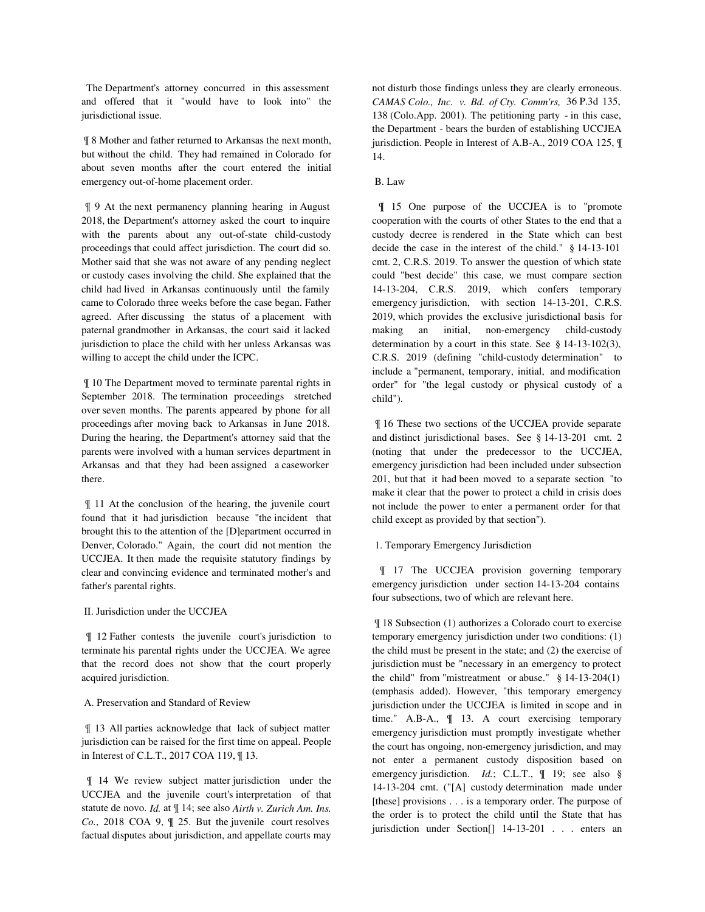The Department's attorney concurred in this assessment and offered that it "would have to look into" the jurisdictional issue.

¶ 8 Mother and father returned to Arkansas the next month, but without the child. They had remained in Colorado for about seven months after the court entered the initial emergency out-of-home placement order.

¶ 9 At the next permanency planning hearing in August 2018, the Department's attorney asked the court to inquire with the parents about any out-of-state child-custody proceedings that could affect jurisdiction. The court did so. Mother said that she was not aware of any pending neglect or custody cases involving the child. She explained that the child had lived in Arkansas continuously until the family came to Colorado three weeks before the case began. Father agreed. After discussing the status of a placement with paternal grandmother in Arkansas, the court said it lacked jurisdiction to place the child with her unless Arkansas was willing to accept the child under the ICPC.

¶ 10 The Department moved to terminate parental rights in September 2018. The termination proceedings stretched over seven months. The parents appeared by phone for all proceedings after moving back to Arkansas in June 2018. During the hearing, the Department's attorney said that the parents were involved with a human services department in Arkansas and that they had been assigned a caseworker there.

¶ 11 At the conclusion of the hearing, the juvenile court found that it had jurisdiction because "the incident that brought this to the attention of the [D]epartment occurred in Denver, Colorado." Again, the court did not mention the UCCJEA. It then made the requisite statutory findings by clear and convincing evidence and terminated mother's and father's parental rights.

## II. Jurisdiction under the UCCJEA

¶ 12 Father contests the juvenile court's jurisdiction to terminate his parental rights under the UCCJEA. We agree that the record does not show that the court properly acquired jurisdiction.

### A. Preservation and Standard of Review

¶ 13 All parties acknowledge that lack of subject matter jurisdiction can be raised for the first time on appeal. People in Interest of C.L.T., 2017 COA 119, ¶ 13.

¶ 14 We review subject matter jurisdiction under the UCCJEA and the juvenile court's interpretation of that statute de novo. *Id.* at ¶ 14; see also *Airth v. Zurich Am. Ins. Co.*, 2018 COA 9, ¶ 25. But the juvenile court resolves factual disputes about jurisdiction, and appellate courts may not disturb those findings unless they are clearly erroneous. *CAMAS Colo., Inc. v. Bd. of Cty. Comm'rs,* 36 P.3d 135, 138 (Colo.App. 2001). The petitioning party - in this case, the Department - bears the burden of establishing UCCJEA jurisdiction. People in Interest of A.B-A., 2019 COA 125, ¶ 14.

### B. Law

¶ 15 One purpose of the UCCJEA is to "promote cooperation with the courts of other States to the end that a custody decree is rendered in the State which can best decide the case in the interest of the child." § 14-13-101 cmt. 2, C.R.S. 2019. To answer the question of which state could "best decide" this case, we must compare section 14-13-204, C.R.S. 2019, which confers temporary emergency jurisdiction, with section 14-13-201, C.R.S. 2019, which provides the exclusive jurisdictional basis for making an initial, non-emergency child-custody determination by a court in this state. See § 14-13-102(3), C.R.S. 2019 (defining "child-custody determination" to include a "permanent, temporary, initial, and modification order" for "the legal custody or physical custody of a child").

¶ 16 These two sections of the UCCJEA provide separate and distinct jurisdictional bases. See § 14-13-201 cmt. 2 (noting that under the predecessor to the UCCJEA, emergency jurisdiction had been included under subsection 201, but that it had been moved to a separate section "to make it clear that the power to protect a child in crisis does not include the power to enter a permanent order for that child except as provided by that section").

#### 1. Temporary Emergency Jurisdiction

¶ 17 The UCCJEA provision governing temporary emergency jurisdiction under section 14-13-204 contains four subsections, two of which are relevant here.

¶ 18 Subsection (1) authorizes a Colorado court to exercise temporary emergency jurisdiction under two conditions: (1) the child must be present in the state; and (2) the exercise of jurisdiction must be "necessary in an emergency to protect the child" from "mistreatment or abuse." § 14-13-204(1) (emphasis added). However, "this temporary emergency jurisdiction under the UCCJEA is limited in scope and in time." A.B-A., ¶ 13. A court exercising temporary emergency jurisdiction must promptly investigate whether the court has ongoing, non-emergency jurisdiction, and may not enter a permanent custody disposition based on emergency jurisdiction. *Id.*; C.L.T., ¶ 19; see also § 14-13-204 cmt. ("[A] custody determination made under [these] provisions . . . is a temporary order. The purpose of the order is to protect the child until the State that has jurisdiction under Section[] 14-13-201 . . . enters an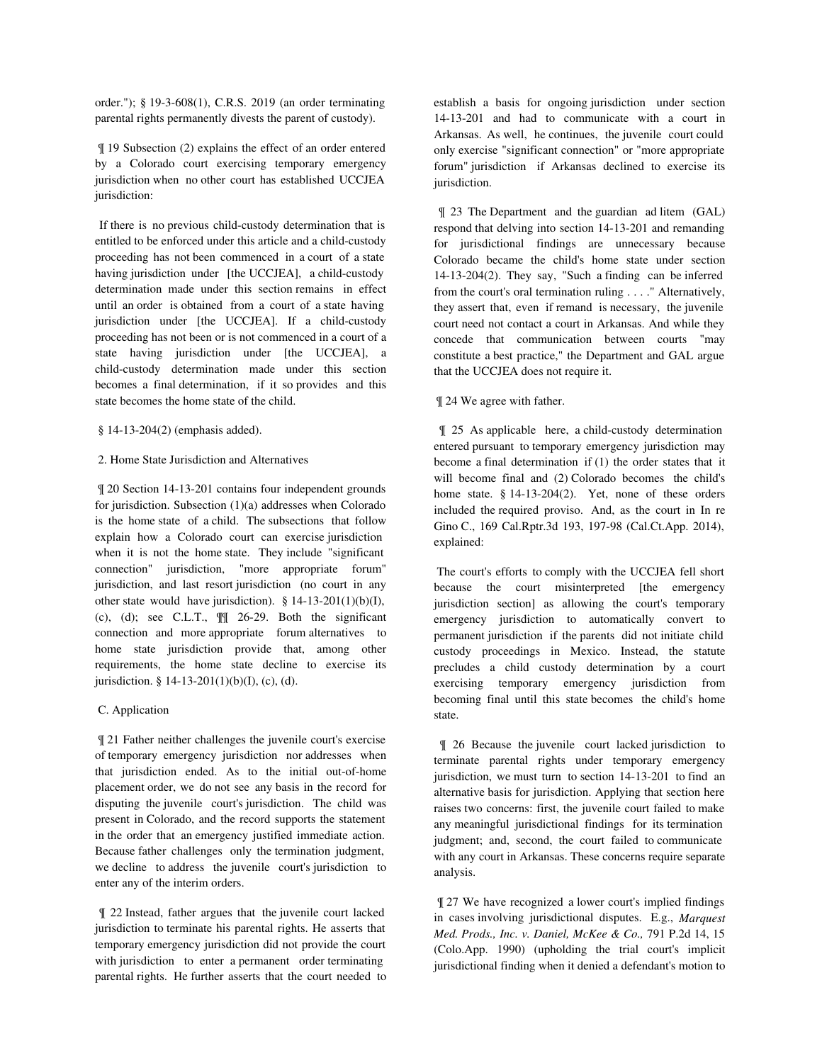order."); § 19-3-608(1), C.R.S. 2019 (an order terminating parental rights permanently divests the parent of custody).

¶ 19 Subsection (2) explains the effect of an order entered by a Colorado court exercising temporary emergency jurisdiction when no other court has established UCCJEA jurisdiction:

> If there is no previous child-custody determination that is entitled to be enforced under this article and a child-custody proceeding has not been commenced in a court of a state having jurisdiction under [the UCCJEA], a child-custody determination made under this section remains in effect until an order is obtained from a court of a state having jurisdiction under [the UCCJEA]. If a child-custody proceeding has not been or is not commenced in a court of a state having jurisdiction under [the UCCJEA], a child-custody determination made under this section becomes a final determination, if it so provides and this state becomes the home state of the child.

§ 14-13-204(2) (emphasis added).

2. Home State Jurisdiction and Alternatives

¶ 20 Section 14-13-201 contains four independent grounds for jurisdiction. Subsection (1)(a) addresses when Colorado is the home state of a child. The subsections that follow explain how a Colorado court can exercise jurisdiction when it is not the home state. They include "significant connection" jurisdiction, "more appropriate forum" jurisdiction, and last resort jurisdiction (no court in any other state would have jurisdiction). § 14-13-201(1)(b)(I), (c), (d); see C.L.T., ¶¶ 26-29. Both the significant connection and more appropriate forum alternatives to home state jurisdiction provide that, among other requirements, the home state decline to exercise its jurisdiction. § 14-13-201(1)(b)(I), (c), (d).

C. Application

¶ 21 Father neither challenges the juvenile court's exercise of temporary emergency jurisdiction nor addresses when that jurisdiction ended. As to the initial out-of-home placement order, we do not see any basis in the record for disputing the juvenile court's jurisdiction. The child was present in Colorado, and the record supports the statement in the order that an emergency justified immediate action. Because father challenges only the termination judgment, we decline to address the juvenile court's jurisdiction to enter any of the interim orders.

¶ 22 Instead, father argues that the juvenile court lacked jurisdiction to terminate his parental rights. He asserts that temporary emergency jurisdiction did not provide the court with jurisdiction to enter a permanent order terminating parental rights. He further asserts that the court needed to establish a basis for ongoing jurisdiction under section 14-13-201 and had to communicate with a court in Arkansas. As well, he continues, the juvenile court could only exercise "significant connection" or "more appropriate forum" jurisdiction if Arkansas declined to exercise its jurisdiction.

¶ 23 The Department and the guardian ad litem (GAL) respond that delving into section 14-13-201 and remanding for jurisdictional findings are unnecessary because Colorado became the child's home state under section 14-13-204(2). They say, "Such a finding can be inferred from the court's oral termination ruling . . . ." Alternatively, they assert that, even if remand is necessary, the juvenile court need not contact a court in Arkansas. And while they concede that communication between courts "may constitute a best practice," the Department and GAL argue that the UCCJEA does not require it.

¶ 24 We agree with father.

¶ 25 As applicable here, a child-custody determination entered pursuant to temporary emergency jurisdiction may become a final determination if (1) the order states that it will become final and (2) Colorado becomes the child's home state. § 14-13-204(2). Yet, none of these orders included the required proviso. And, as the court in In re Gino C., 169 Cal.Rptr.3d 193, 197-98 (Cal.Ct.App. 2014), explained:

> The court's efforts to comply with the UCCJEA fell short because the court misinterpreted [the emergency jurisdiction section] as allowing the court's temporary emergency jurisdiction to automatically convert to permanent jurisdiction if the parents did not initiate child custody proceedings in Mexico. Instead, the statute precludes a child custody determination by a court exercising temporary emergency jurisdiction from becoming final until this state becomes the child's home state.

¶ 26 Because the juvenile court lacked jurisdiction to terminate parental rights under temporary emergency jurisdiction, we must turn to section 14-13-201 to find an alternative basis for jurisdiction. Applying that section here raises two concerns: first, the juvenile court failed to make any meaningful jurisdictional findings for its termination judgment; and, second, the court failed to communicate with any court in Arkansas. These concerns require separate analysis.

¶ 27 We have recognized a lower court's implied findings in cases involving jurisdictional disputes. E.g., *Marquest Med. Prods., Inc. v. Daniel, McKee & Co.,* 791 P.2d 14, 15 (Colo.App. 1990) (upholding the trial court's implicit jurisdictional finding when it denied a defendant's motion to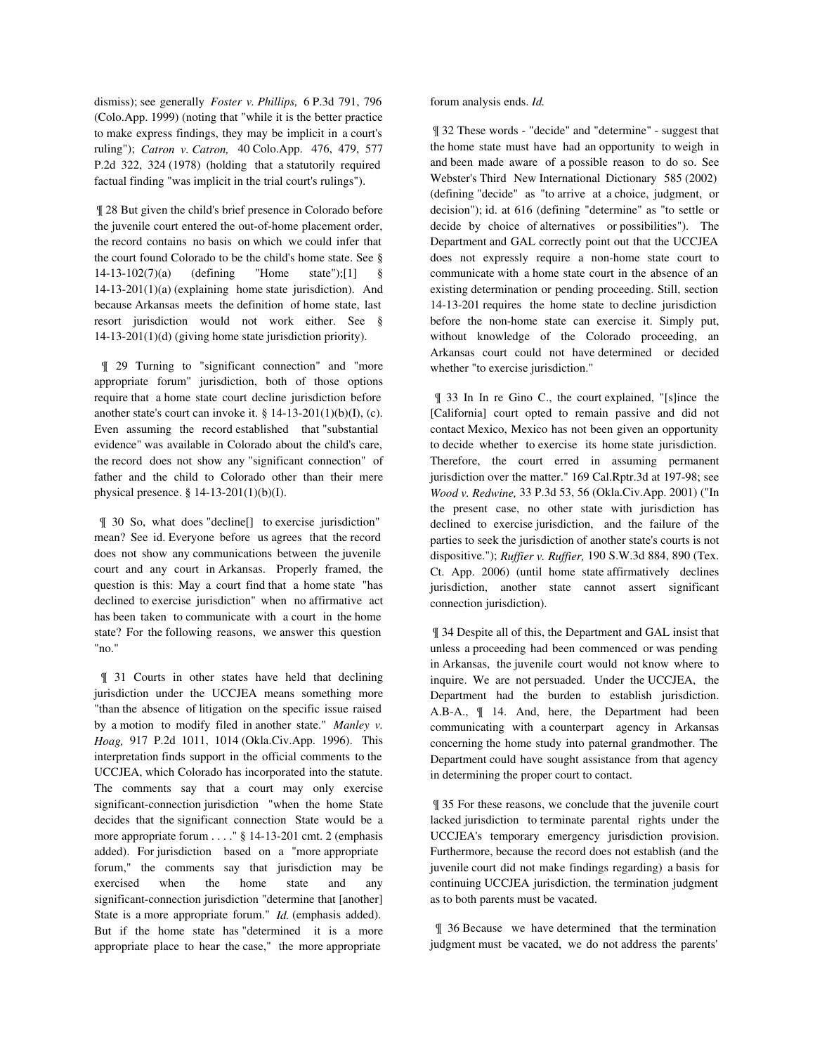dismiss); see generally *Foster v. Phillips,* 6 P.3d 791, 796 (Colo.App. 1999) (noting that "while it is the better practice to make express findings, they may be implicit in a court's ruling"); *Catron v. Catron,* 40 Colo.App. 476, 479, 577 P.2d 322, 324 (1978) (holding that a statutorily required factual finding "was implicit in the trial court's rulings").

¶ 28 But given the child's brief presence in Colorado before the juvenile court entered the out-of-home placement order, the record contains no basis on which we could infer that the court found Colorado to be the child's home state. See § 14-13-102(7)(a) (defining "Home state");[1] § 14-13-201(1)(a) (explaining home state jurisdiction). And because Arkansas meets the definition of home state, last resort jurisdiction would not work either. See § 14-13-201(1)(d) (giving home state jurisdiction priority).

¶ 29 Turning to "significant connection" and "more appropriate forum" jurisdiction, both of those options require that a home state court decline jurisdiction before another state's court can invoke it. § 14-13-201(1)(b)(I), (c). Even assuming the record established that "substantial evidence" was available in Colorado about the child's care, the record does not show any "significant connection" of father and the child to Colorado other than their mere physical presence. § 14-13-201(1)(b)(I).

¶ 30 So, what does "decline[] to exercise jurisdiction" mean? See id. Everyone before us agrees that the record does not show any communications between the juvenile court and any court in Arkansas. Properly framed, the question is this: May a court find that a home state "has declined to exercise jurisdiction" when no affirmative act has been taken to communicate with a court in the home state? For the following reasons, we answer this question "no."

¶ 31 Courts in other states have held that declining jurisdiction under the UCCJEA means something more "than the absence of litigation on the specific issue raised by a motion to modify filed in another state." *Manley v. Hoag,* 917 P.2d 1011, 1014 (Okla.Civ.App. 1996). This interpretation finds support in the official comments to the UCCJEA, which Colorado has incorporated into the statute. The comments say that a court may only exercise significant-connection jurisdiction "when the home State decides that the significant connection State would be a more appropriate forum . . . ." § 14-13-201 cmt. 2 (emphasis added). For jurisdiction based on a "more appropriate forum," the comments say that jurisdiction may be exercised when the home state and any significant-connection jurisdiction "determine that [another] State is a more appropriate forum." *Id.* (emphasis added). But if the home state has "determined it is a more appropriate place to hear the case," the more appropriate forum analysis ends. *Id.*

¶ 32 These words - "decide" and "determine" - suggest that the home state must have had an opportunity to weigh in and been made aware of a possible reason to do so. See Webster's Third New International Dictionary 585 (2002) (defining "decide" as "to arrive at a choice, judgment, or decision"); id. at 616 (defining "determine" as "to settle or decide by choice of alternatives or possibilities"). The Department and GAL correctly point out that the UCCJEA does not expressly require a non-home state court to communicate with a home state court in the absence of an existing determination or pending proceeding. Still, section 14-13-201 requires the home state to decline jurisdiction before the non-home state can exercise it. Simply put, without knowledge of the Colorado proceeding, an Arkansas court could not have determined or decided whether "to exercise jurisdiction."

¶ 33 In In re Gino C., the court explained, "[s]ince the [California] court opted to remain passive and did not contact Mexico, Mexico has not been given an opportunity to decide whether to exercise its home state jurisdiction. Therefore, the court erred in assuming permanent jurisdiction over the matter." 169 Cal.Rptr.3d at 197-98; see *Wood v. Redwine,* 33 P.3d 53, 56 (Okla.Civ.App. 2001) ("In the present case, no other state with jurisdiction has declined to exercise jurisdiction, and the failure of the parties to seek the jurisdiction of another state's courts is not dispositive."); *Ruffier v. Ruffier,* 190 S.W.3d 884, 890 (Tex. Ct. App. 2006) (until home state affirmatively declines jurisdiction, another state cannot assert significant connection jurisdiction).

¶ 34 Despite all of this, the Department and GAL insist that unless a proceeding had been commenced or was pending in Arkansas, the juvenile court would not know where to inquire. We are not persuaded. Under the UCCJEA, the Department had the burden to establish jurisdiction. A.B-A., ¶ 14. And, here, the Department had been communicating with a counterpart agency in Arkansas concerning the home study into paternal grandmother. The Department could have sought assistance from that agency in determining the proper court to contact.

¶ 35 For these reasons, we conclude that the juvenile court lacked jurisdiction to terminate parental rights under the UCCJEA's temporary emergency jurisdiction provision. Furthermore, because the record does not establish (and the juvenile court did not make findings regarding) a basis for continuing UCCJEA jurisdiction, the termination judgment as to both parents must be vacated.

¶ 36 Because we have determined that the termination judgment must be vacated, we do not address the parents'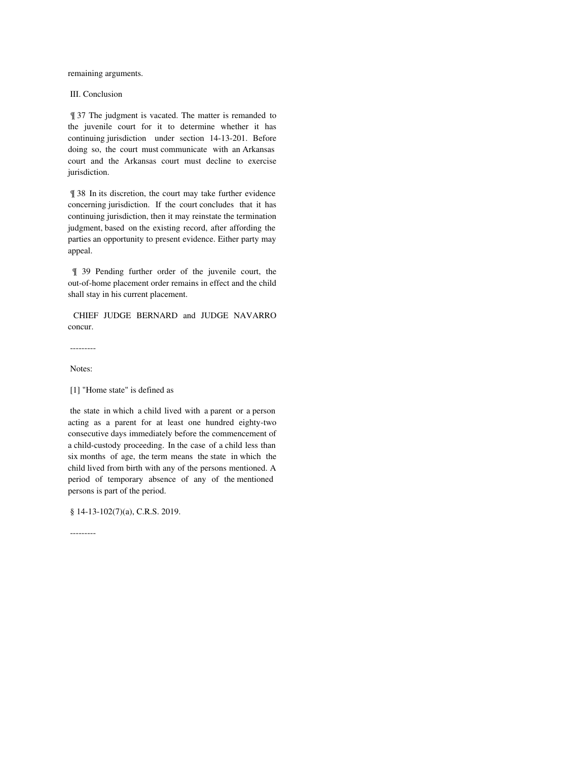remaining arguments.

III. Conclusion

¶ 37 The judgment is vacated. The matter is remanded to the juvenile court for it to determine whether it has continuing jurisdiction under section 14-13-201. Before doing so, the court must communicate with an Arkansas court and the Arkansas court must decline to exercise jurisdiction.

¶ 38 In its discretion, the court may take further evidence concerning jurisdiction. If the court concludes that it has continuing jurisdiction, then it may reinstate the termination judgment, based on the existing record, after affording the parties an opportunity to present evidence. Either party may appeal.

¶ 39 Pending further order of the juvenile court, the out-of-home placement order remains in effect and the child shall stay in his current placement.

CHIEF JUDGE BERNARD and JUDGE NAVARRO concur.

---------

Notes:

[1] "Home state" is defined as

the state in which a child lived with a parent or a person acting as a parent for at least one hundred eighty-two consecutive days immediately before the commencement of a child-custody proceeding. In the case of a child less than six months of age, the term means the state in which the child lived from birth with any of the persons mentioned. A period of temporary absence of any of the mentioned persons is part of the period.

§ 14-13-102(7)(a), C.R.S. 2019.

---------